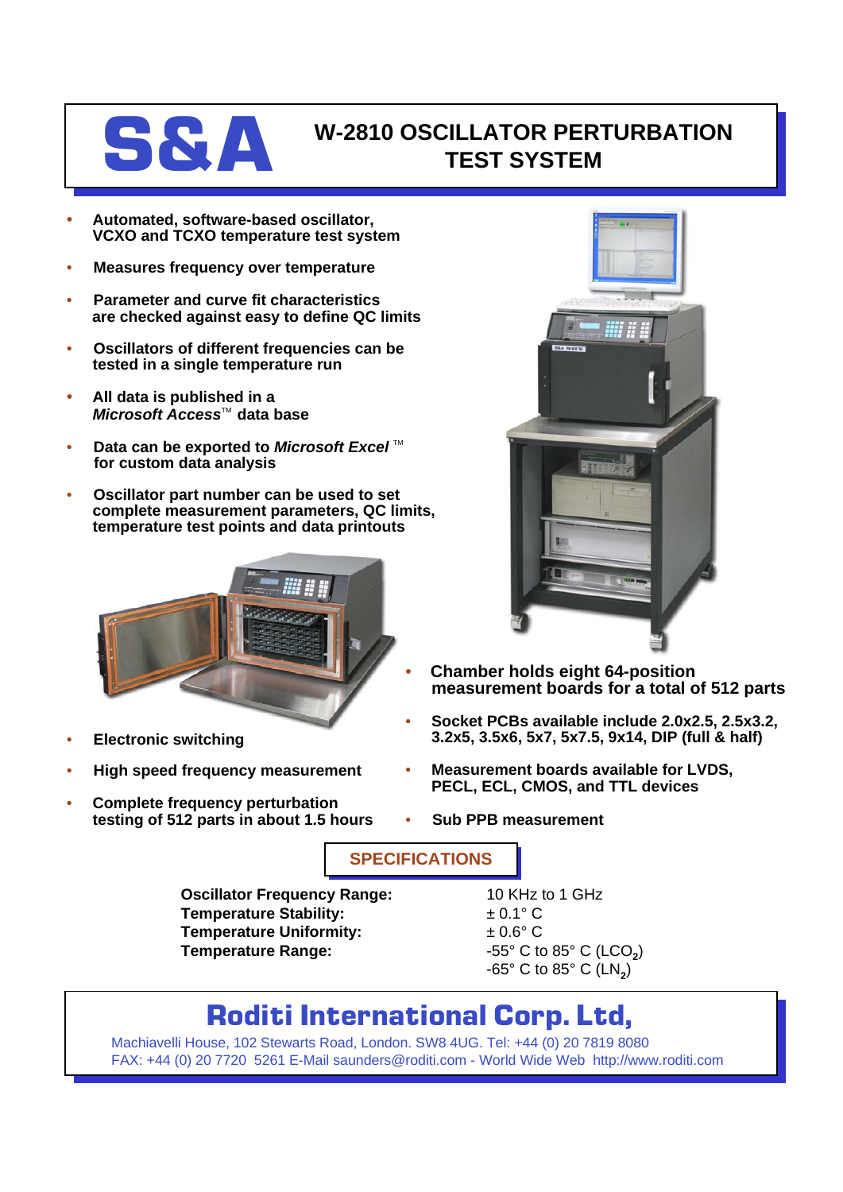# S&A

# W-2810 OSCILLATOR PERTURBATION TEST SYSTEM

- **Automated, software-based oscillator, VCXO and TCXO temperature test system**
- **Measures frequency over temperature**
- **Parameter and curve fit characteristics are checked against easy to define QC limits**
- **Oscillators of different frequencies can be tested in a single temperature run**
- **All data is published in a *Microsoft Access*™ data base**
- **Data can be exported to *Microsoft Excel* ™ for custom data analysis**
- **Oscillator part number can be used to set complete measurement parameters, QC limits, temperature test points and data printouts**
- **Electronic switching**
- **High speed frequency measurement**
- **Complete frequency perturbation testing of 512 parts in about 1.5 hours**
- **Chamber holds eight 64-position measurement boards for a total of 512 parts**
- **Socket PCBs available include 2.0x2.5, 2.5x3.2, 3.2x5, 3.5x6, 5x7, 5x7.5, 9x14, DIP (full & half)**
- **Measurement boards available for LVDS, PECL, ECL, CMOS, and TTL devices**
- **Sub PPB measurement**

## SPECIFICATIONS

| | |
|---|---|
| **Oscillator Frequency Range:** | 10 KHz to 1 GHz |
| **Temperature Stability:** | ± 0.1° C |
| **Temperature Uniformity:** | ± 0.6° C |
| **Temperature Range:** | -55° C to 85° C ($LCO_2$) |
| | -65° C to 85° C ($LN_2$) |

## Roditi International Corp. Ltd,

Machiavelli House, 102 Stewarts Road, London. SW8 4UG. Tel: +44 (0) 20 7819 8080
FAX: +44 (0) 20 7720 5261 E-Mail saunders@roditi.com - World Wide Web http://www.roditi.com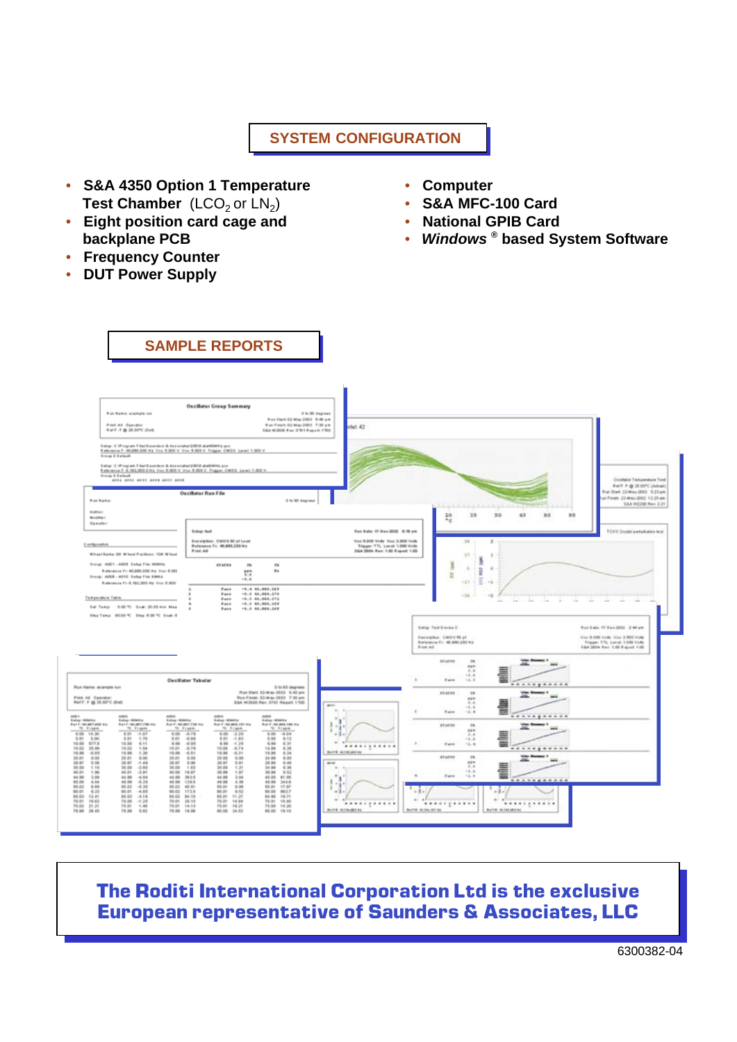## SYSTEM CONFIGURATION

- **S&A 4350 Option 1 Temperature Test Chamber** ($LCO_2$ or $LN_2$)
- **Eight position card cage and backplane PCB**
- **Frequency Counter**
- **DUT Power Supply**
- **Computer**
- **S&A MFC-100 Card**
- **National GPIB Card**
- ***Windows*® based System Software**

## SAMPLE REPORTS

**The Roditi International Corporation Ltd is the exclusive European representative of Saunders & Associates, LLC**

6300382-04